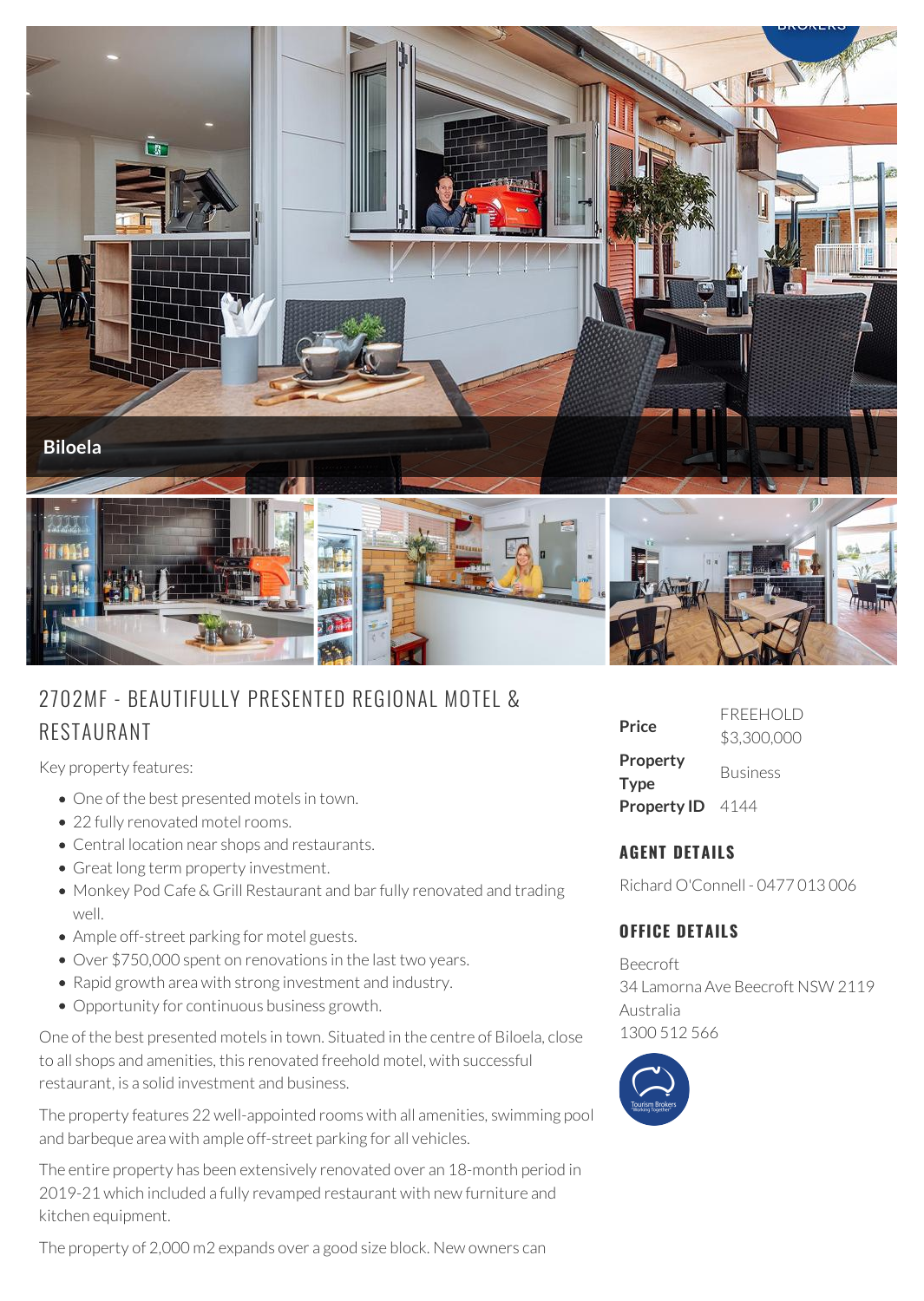Biloela

# 2702MF - BEAUTIFULLY PRESENTED REGIONAL MOTEL & RESTAURANT

Key property features:

- One of the best presented motels in town.
- 22 fully renovated motel rooms.
- Central location near shops and restaurants.
- Great long term property investment.
- Monkey Pod Cafe & Grill Restaurant and bar fully renovated and trading well.
- Ample off-street parking for motel guests.
- Over $750,000 spent on renovations in the last two years.
- Rapid growth area with strong investment and industry.
- Opportunity for continuous business growth.

One of the best presented motels in town. Situated in the centre of Biloela, close to all shops and amenities, this renovated freehold motel, with successful restaurant, is a solid investment and business.

The property features 22 well-appointed rooms with all amenities, swimming pool and barbeque area with ample off-street parking for all vehicles.

The entire property has been extensively renovated over an 18-month period in 2019-21 which included a fully revamped restaurant with new furniture and kitchen equipment.

The property of 2,000 m2 expands over a good size block. New owners can

| | |
|---|---|
| **Price** | FREEHOLD $3,300,000 |
| **Property Type** | Business |
| **Property ID** | 4144 |

## AGENT DETAILS

Richard O'Connell - 0477 013 006

## OFFICE DETAILS

Beecroft
34 Lamorna Ave Beecroft NSW 2119
Australia
1300 512 566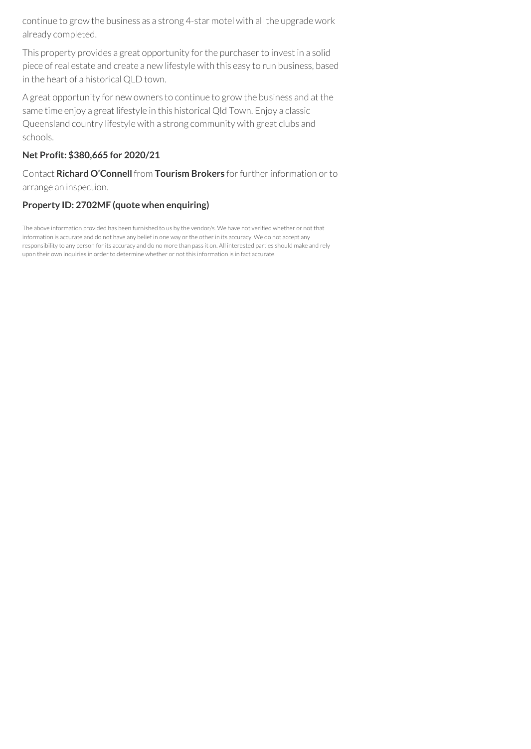continue to grow the business as a strong 4-star motel with all the upgrade work already completed.

This property provides a great opportunity for the purchaser to invest in a solid piece of real estate and create a new lifestyle with this easy to run business, based in the heart of a historical QLD town.

A great opportunity for new owners to continue to grow the business and at the same time enjoy a great lifestyle in this historical Qld Town. Enjoy a classic Queensland country lifestyle with a strong community with great clubs and schools.

**Net Profit: $380,665 for 2020/21**

Contact **Richard O'Connell** from **Tourism Brokers** for further information or to arrange an inspection.

**Property ID: 2702MF (quote when enquiring)**

The above information provided has been furnished to us by the vendor/s. We have not verified whether or not that information is accurate and do not have any belief in one way or the other in its accuracy. We do not accept any responsibility to any person for its accuracy and do no more than pass it on. All interested parties should make and rely upon their own inquiries in order to determine whether or not this information is in fact accurate.